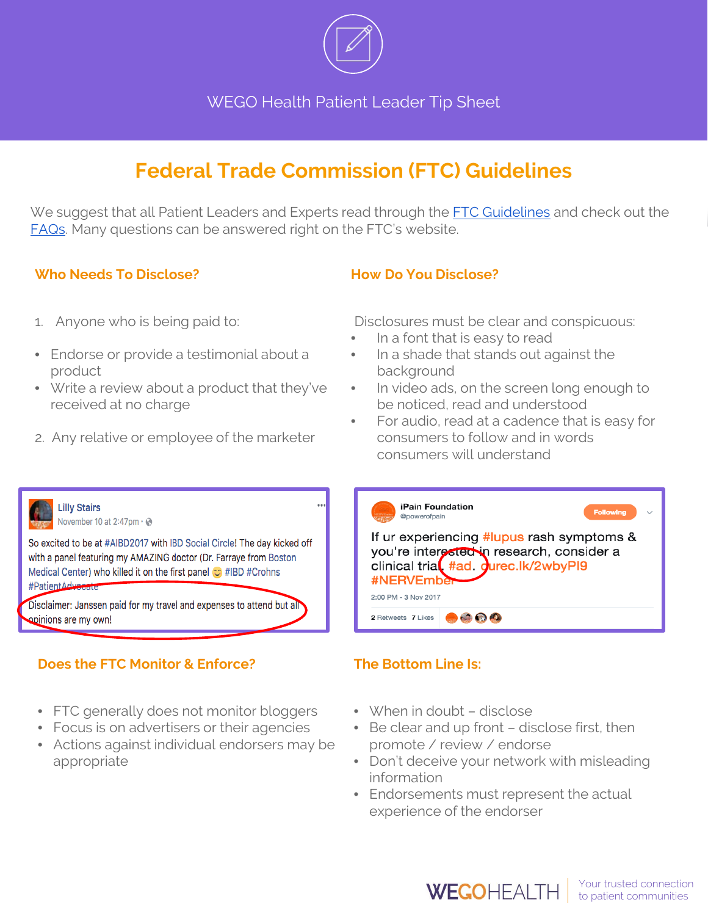WEGO Health Patient Leader Tip Sheet

# Federal Trade Commission (FTC) Guidelines

We suggest that all Patient Leaders and Experts read through the FTC Guidelines and check out the FAQs. Many questions can be answered right on the FTC's website.

## Who Needs To Disclose?

1. Anyone who is being paid to:

- Endorse or provide a testimonial about a product
- Write a review about a product that they've received at no charge

2. Any relative or employee of the marketer

## How Do You Disclose?

Disclosures must be clear and conspicuous:

- In a font that is easy to read
- In a shade that stands out against the background
- In video ads, on the screen long enough to be noticed, read and understood
- For audio, read at a cadence that is easy for consumers to follow and in words consumers will understand

Lilly Stairs
November 10 at 2:47pm

So excited to be at #AIBD2017 with IBD Social Circle! The day kicked off with a panel featuring my AMAZING doctor (Dr. Farraye from Boston Medical Center) who killed it on the first panel 😊 #IBD #Crohns #PatientAdvocate

Disclaimer: Janssen paid for my travel and expenses to attend but all opinions are my own!

iPain Foundation
@powerofpain

If ur experiencing #lupus rash symptoms & you're interested in research, consider a clinical trial. #ad. qurec.lk/2wbyPI9 #NERVEmber

2:00 PM - 3 Nov 2017

2 Retweets 7 Likes

## Does the FTC Monitor & Enforce?

- FTC generally does not monitor bloggers
- Focus is on advertisers or their agencies
- Actions against individual endorsers may be appropriate

## The Bottom Line Is:

- When in doubt – disclose
- Be clear and up front – disclose first, then promote / review / endorse
- Don't deceive your network with misleading information
- Endorsements must represent the actual experience of the endorser

WEGOHEALTH | Your trusted connection to patient communities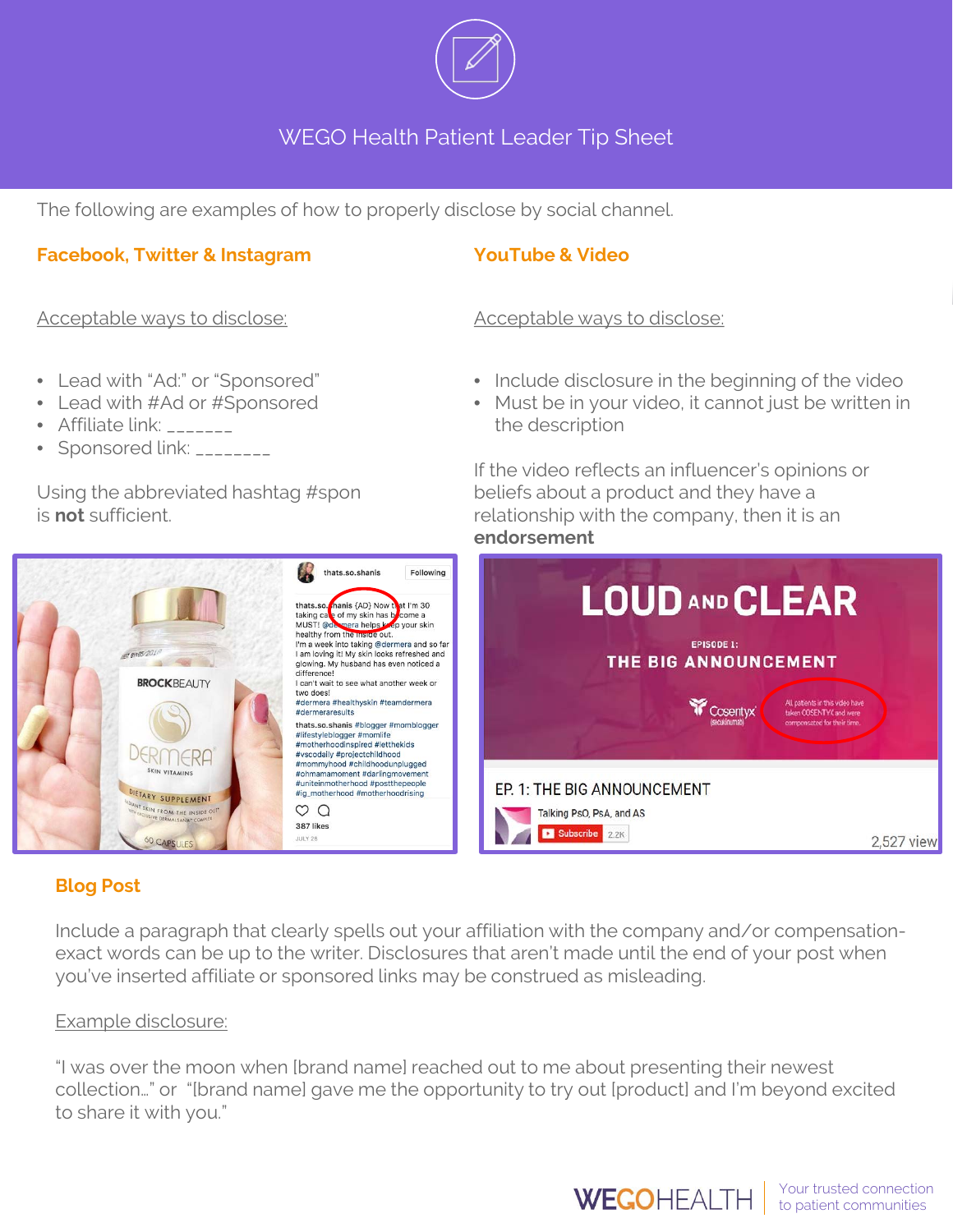WEGO Health Patient Leader Tip Sheet

The following are examples of how to properly disclose by social channel.

## Facebook, Twitter & Instagram

Acceptable ways to disclose:

- Lead with "Ad:" or "Sponsored"
- Lead with #Ad or #Sponsored
- Affiliate link: _______
- Sponsored link: ________

Using the abbreviated hashtag #spon is **not** sufficient.

## YouTube & Video

Acceptable ways to disclose:

- Include disclosure in the beginning of the video
- Must be in your video, it cannot just be written in the description

If the video reflects an influencer's opinions or beliefs about a product and they have a relationship with the company, then it is an **endorsement**

## Blog Post

Include a paragraph that clearly spells out your affiliation with the company and/or compensation- exact words can be up to the writer. Disclosures that aren't made until the end of your post when you've inserted affiliate or sponsored links may be construed as misleading.

Example disclosure:

"I was over the moon when [brand name] reached out to me about presenting their newest collection…" or "[brand name] gave me the opportunity to try out [product] and I'm beyond excited to share it with you."

WEGOHEALTH | Your trusted connection to patient communities